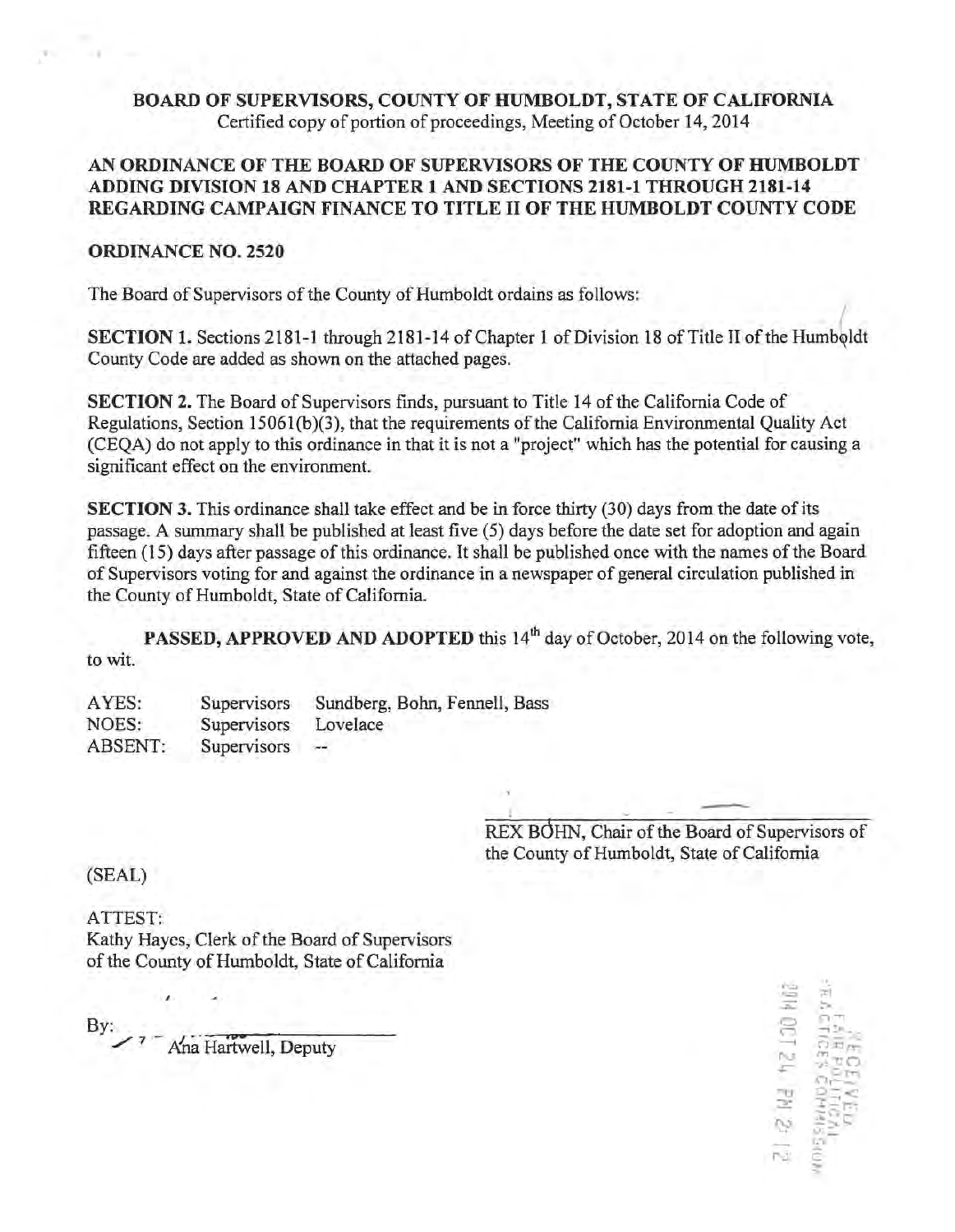**BOARD OF SUPERVISORS, COUNTY OF HUMBOLDT, STATE OF CALIFORNIA**
Certified copy of portion of proceedings, Meeting of October 14, 2014

**AN ORDINANCE OF THE BOARD OF SUPERVISORS OF THE COUNTY OF HUMBOLDT ADDING DIVISION 18 AND CHAPTER 1 AND SECTIONS 2181-1 THROUGH 2181-14 REGARDING CAMPAIGN FINANCE TO TITLE II OF THE HUMBOLDT COUNTY CODE**

**ORDINANCE NO. 2520**

The Board of Supervisors of the County of Humboldt ordains as follows:

**SECTION 1.** Sections 2181-1 through 2181-14 of Chapter 1 of Division 18 of Title II of the Humboldt County Code are added as shown on the attached pages.

**SECTION 2.** The Board of Supervisors finds, pursuant to Title 14 of the California Code of Regulations, Section 15061(b)(3), that the requirements of the California Environmental Quality Act (CEQA) do not apply to this ordinance in that it is not a "project" which has the potential for causing a significant effect on the environment.

**SECTION 3.** This ordinance shall take effect and be in force thirty (30) days from the date of its passage. A summary shall be published at least five (5) days before the date set for adoption and again fifteen (15) days after passage of this ordinance. It shall be published once with the names of the Board of Supervisors voting for and against the ordinance in a newspaper of general circulation published in the County of Humboldt, State of California.

**PASSED, APPROVED AND ADOPTED** this 14th day of October, 2014 on the following vote, to wit.

| | | |
|---|---|---|
| AYES: | Supervisors | Sundberg, Bohn, Fennell, Bass |
| NOES: | Supervisors | Lovelace |
| ABSENT: | Supervisors | -- |

REX BOHN, Chair of the Board of Supervisors of the County of Humboldt, State of California

(SEAL)

ATTEST:
Kathy Hayes, Clerk of the Board of Supervisors of the County of Humboldt, State of California

By: Ana Hartwell, Deputy

RECEIVED
FAIR POLITICAL PRACTICES COMMISSION
2014 OCT 24 PM 2:12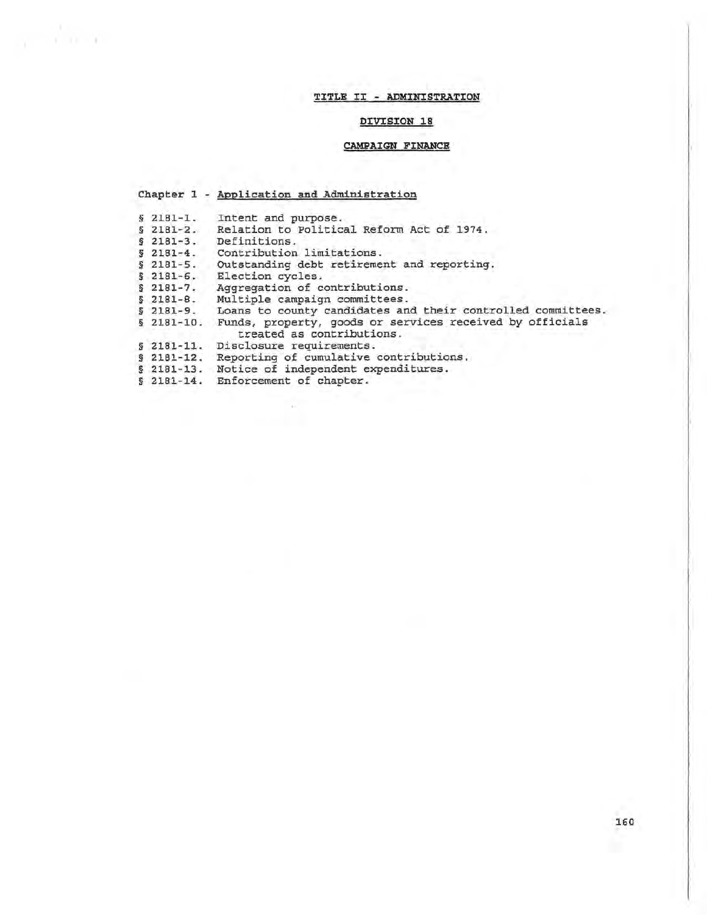# TITLE II - ADMINISTRATION

## DIVISION 18

## CAMPAIGN FINANCE

### Chapter 1 - Application and Administration

§ 2181-1. Intent and purpose.
§ 2181-2. Relation to Political Reform Act of 1974.
§ 2181-3. Definitions.
§ 2181-4. Contribution limitations.
§ 2181-5. Outstanding debt retirement and reporting.
§ 2181-6. Election cycles.
§ 2181-7. Aggregation of contributions.
§ 2181-8. Multiple campaign committees.
§ 2181-9. Loans to county candidates and their controlled committees.
§ 2181-10. Funds, property, goods or services received by officials treated as contributions.
§ 2181-11. Disclosure requirements.
§ 2181-12. Reporting of cumulative contributions.
§ 2181-13. Notice of independent expenditures.
§ 2181-14. Enforcement of chapter.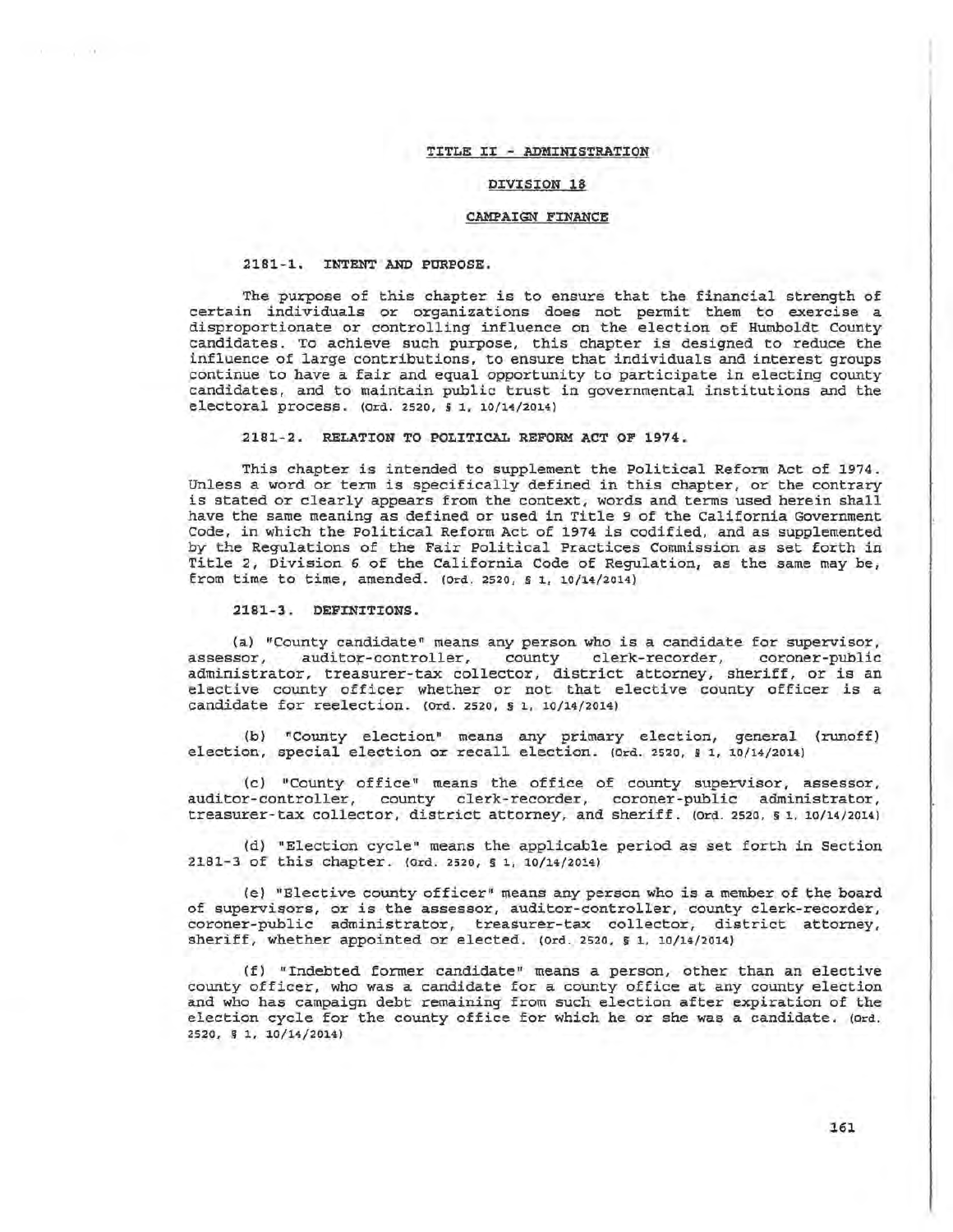# TITLE II - ADMINISTRATION

## DIVISION 18

## CAMPAIGN FINANCE

### 2181-1. INTENT AND PURPOSE.

The purpose of this chapter is to ensure that the financial strength of certain individuals or organizations does not permit them to exercise a disproportionate or controlling influence on the election of Humboldt County candidates. To achieve such purpose, this chapter is designed to reduce the influence of large contributions, to ensure that individuals and interest groups continue to have a fair and equal opportunity to participate in electing county candidates, and to maintain public trust in governmental institutions and the electoral process. (Ord. 2520, § 1, 10/14/2014)

### 2181-2. RELATION TO POLITICAL REFORM ACT OF 1974.

This chapter is intended to supplement the Political Reform Act of 1974. Unless a word or term is specifically defined in this chapter, or the contrary is stated or clearly appears from the context, words and terms used herein shall have the same meaning as defined or used in Title 9 of the California Government Code, in which the Political Reform Act of 1974 is codified, and as supplemented by the Regulations of the Fair Political Practices Commission as set forth in Title 2, Division 6 of the California Code of Regulation, as the same may be, from time to time, amended. (Ord. 2520, § 1, 10/14/2014)

### 2181-3. DEFINITIONS.

(a) "County candidate" means any person who is a candidate for supervisor, assessor, auditor-controller, county clerk-recorder, coroner-public administrator, treasurer-tax collector, district attorney, sheriff, or is an elective county officer whether or not that elective county officer is a candidate for reelection. (Ord. 2520, § 1, 10/14/2014)

(b) "County election" means any primary election, general (runoff) election, special election or recall election. (Ord. 2520, § 1, 10/14/2014)

(c) "County office" means the office of county supervisor, assessor, auditor-controller, county clerk-recorder, coroner-public administrator, treasurer-tax collector, district attorney, and sheriff. (Ord. 2520, § 1, 10/14/2014)

(d) "Election cycle" means the applicable period as set forth in Section 2181-3 of this chapter. (Ord. 2520, § 1, 10/14/2014)

(e) "Elective county officer" means any person who is a member of the board of supervisors, or is the assessor, auditor-controller, county clerk-recorder, coroner-public administrator, treasurer-tax collector, district attorney, sheriff, whether appointed or elected. (Ord. 2520, § 1, 10/14/2014)

(f) "Indebted former candidate" means a person, other than an elective county officer, who was a candidate for a county office at any county election and who has campaign debt remaining from such election after expiration of the election cycle for the county office for which he or she was a candidate. (Ord. 2520, § 1, 10/14/2014)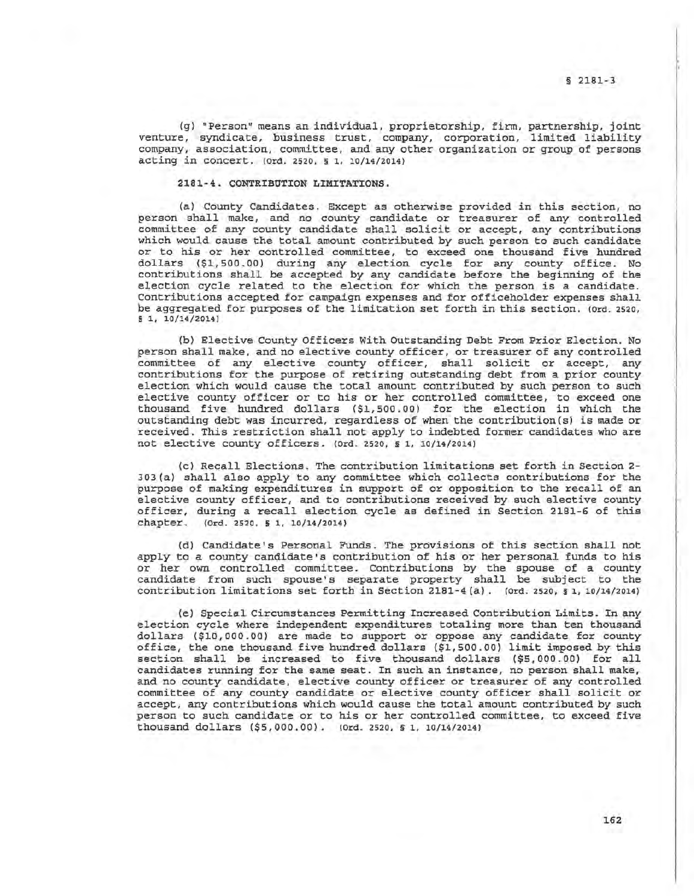(g) "Person" means an individual, proprietorship, firm, partnership, joint venture, syndicate, business trust, company, corporation, limited liability company, association, committee, and any other organization or group of persons acting in concert. (Ord. 2520, § 1, 10/14/2014)

**2181-4. CONTRIBUTION LIMITATIONS.**

(a) County Candidates. Except as otherwise provided in this section, no person shall make, and no county candidate or treasurer of any controlled committee of any county candidate shall solicit or accept, any contributions which would cause the total amount contributed by such person to such candidate or to his or her controlled committee, to exceed one thousand five hundred dollars ($1,500.00) during any election cycle for any county office. No contributions shall be accepted by any candidate before the beginning of the election cycle related to the election for which the person is a candidate. Contributions accepted for campaign expenses and for officeholder expenses shall be aggregated for purposes of the limitation set forth in this section. (Ord. 2520, § 1, 10/14/2014)

(b) Elective County Officers With Outstanding Debt From Prior Election. No person shall make, and no elective county officer, or treasurer of any controlled committee of any elective county officer, shall solicit or accept, any contributions for the purpose of retiring outstanding debt from a prior county election which would cause the total amount contributed by such person to such elective county officer or to his or her controlled committee, to exceed one thousand five hundred dollars ($1,500.00) for the election in which the outstanding debt was incurred, regardless of when the contribution(s) is made or received. This restriction shall not apply to indebted former candidates who are not elective county officers. (Ord. 2520, § 1, 10/14/2014)

(c) Recall Elections. The contribution limitations set forth in Section 2-303(a) shall also apply to any committee which collects contributions for the purpose of making expenditures in support of or opposition to the recall of an elective county officer, and to contributions received by such elective county officer, during a recall election cycle as defined in Section 2181-6 of this chapter. (Ord. 2520, § 1, 10/14/2014)

(d) Candidate's Personal Funds. The provisions of this section shall not apply to a county candidate's contribution of his or her personal funds to his or her own controlled committee. Contributions by the spouse of a county candidate from such spouse's separate property shall be subject to the contribution limitations set forth in Section 2181-4(a). (Ord. 2520, § 1, 10/14/2014)

(e) Special Circumstances Permitting Increased Contribution Limits. In any election cycle where independent expenditures totaling more than ten thousand dollars ($10,000.00) are made to support or oppose any candidate for county office, the one thousand five hundred dollars ($1,500.00) limit imposed by this section shall be increased to five thousand dollars ($5,000.00) for all candidates running for the same seat. In such an instance, no person shall make, and no county candidate, elective county officer or treasurer of any controlled committee of any county candidate or elective county officer shall solicit or accept, any contributions which would cause the total amount contributed by such person to such candidate or to his or her controlled committee, to exceed five thousand dollars ($5,000.00). (Ord. 2520, § 1, 10/14/2014)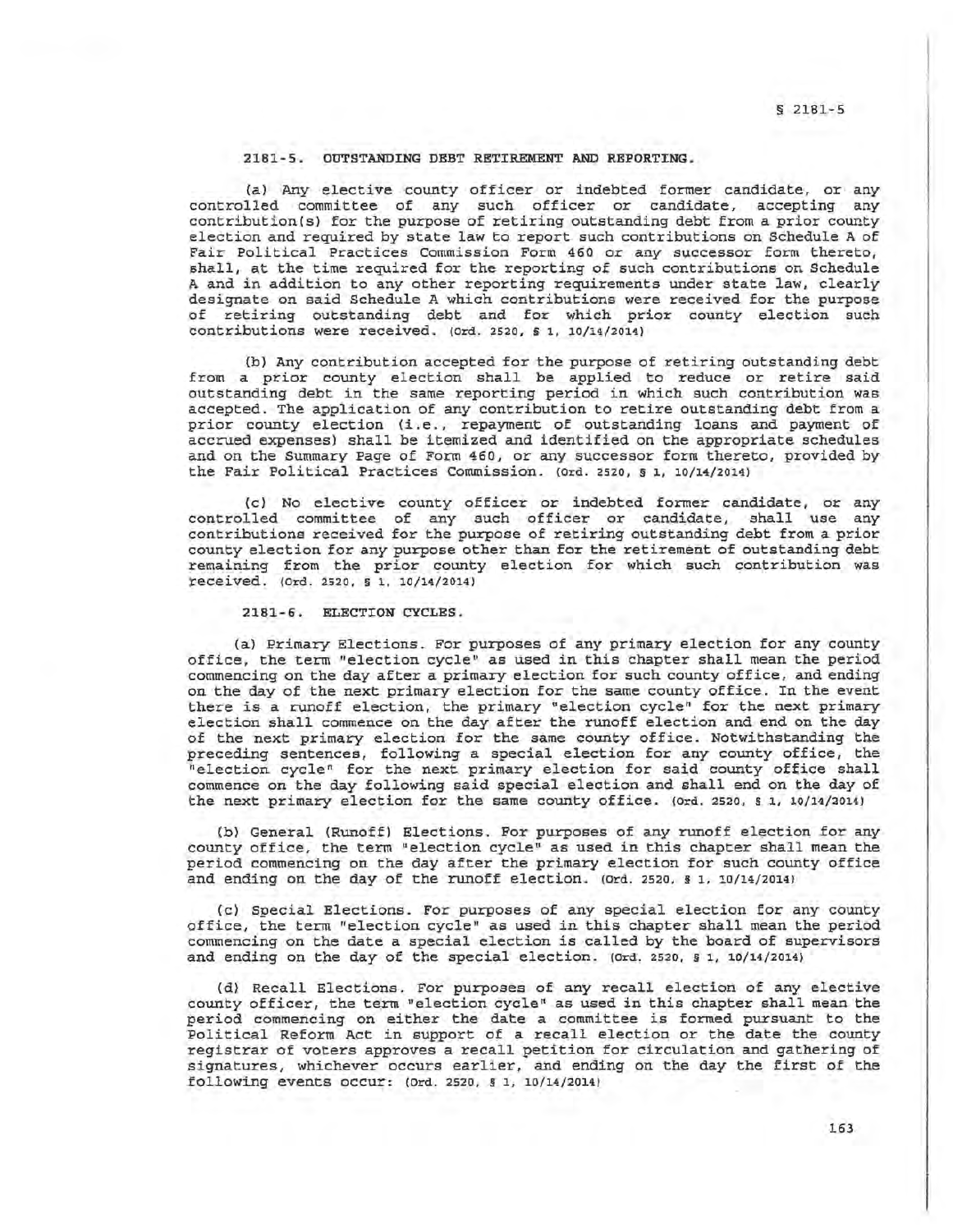### 2181-5. OUTSTANDING DEBT RETIREMENT AND REPORTING.

(a) Any elective county officer or indebted former candidate, or any controlled committee of any such officer or candidate, accepting any contribution(s) for the purpose of retiring outstanding debt from a prior county election and required by state law to report such contributions on Schedule A of Fair Political Practices Commission Form 460 or any successor form thereto, shall, at the time required for the reporting of such contributions on Schedule A and in addition to any other reporting requirements under state law, clearly designate on said Schedule A which contributions were received for the purpose of retiring outstanding debt and for which prior county election such contributions were received. (Ord. 2520, § 1, 10/14/2014)

(b) Any contribution accepted for the purpose of retiring outstanding debt from a prior county election shall be applied to reduce or retire said outstanding debt in the same reporting period in which such contribution was accepted. The application of any contribution to retire outstanding debt from a prior county election (i.e., repayment of outstanding loans and payment of accrued expenses) shall be itemized and identified on the appropriate schedules and on the Summary Page of Form 460, or any successor form thereto, provided by the Fair Political Practices Commission. (Ord. 2520, § 1, 10/14/2014)

(c) No elective county officer or indebted former candidate, or any controlled committee of any such officer or candidate, shall use any contributions received for the purpose of retiring outstanding debt from a prior county election for any purpose other than for the retirement of outstanding debt remaining from the prior county election for which such contribution was received. (Ord. 2520, § 1, 10/14/2014)

### 2181-6. ELECTION CYCLES.

(a) Primary Elections. For purposes of any primary election for any county office, the term "election cycle" as used in this chapter shall mean the period commencing on the day after a primary election for such county office, and ending on the day of the next primary election for the same county office. In the event there is a runoff election, the primary "election cycle" for the next primary election shall commence on the day after the runoff election and end on the day of the next primary election for the same county office. Notwithstanding the preceding sentences, following a special election for any county office, the "election cycle" for the next primary election for said county office shall commence on the day following said special election and shall end on the day of the next primary election for the same county office. (Ord. 2520, § 1, 10/14/2014)

(b) General (Runoff) Elections. For purposes of any runoff election for any county office, the term "election cycle" as used in this chapter shall mean the period commencing on the day after the primary election for such county office and ending on the day of the runoff election. (Ord. 2520, § 1, 10/14/2014)

(c) Special Elections. For purposes of any special election for any county office, the term "election cycle" as used in this chapter shall mean the period commencing on the date a special election is called by the board of supervisors and ending on the day of the special election. (Ord. 2520, § 1, 10/14/2014)

(d) Recall Elections. For purposes of any recall election of any elective county officer, the term "election cycle" as used in this chapter shall mean the period commencing on either the date a committee is formed pursuant to the Political Reform Act in support of a recall election or the date the county registrar of voters approves a recall petition for circulation and gathering of signatures, whichever occurs earlier, and ending on the day the first of the following events occur: (Ord. 2520, § 1, 10/14/2014)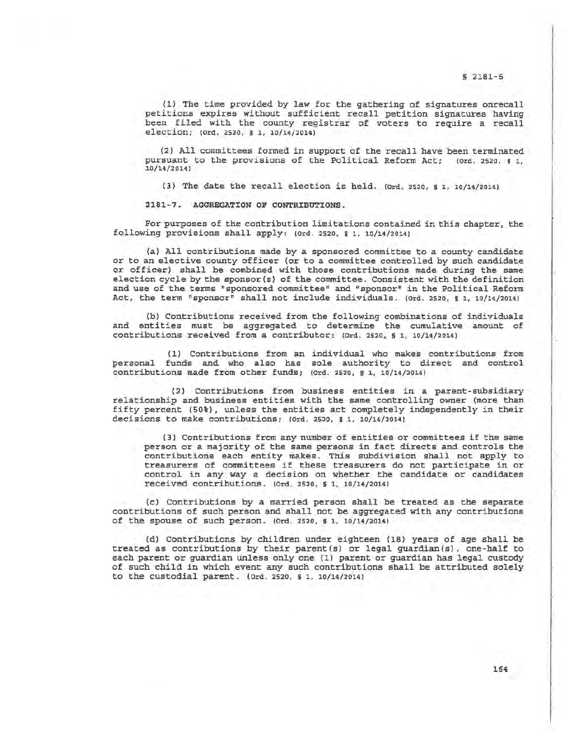(1) The time provided by law for the gathering of signatures onrecall petitions expires without sufficient recall petition signatures having been filed with the county registrar of voters to require a recall election; (Ord. 2520, § 1, 10/14/2014)

(2) All committees formed in support of the recall have been terminated pursuant to the provisions of the Political Reform Act; (Ord. 2520, § 1, 10/14/2014)

(3) The date the recall election is held. (Ord. 2520, § 1, 10/14/2014)

## 2181-7. AGGREGATION OF CONTRIBUTIONS.

For purposes of the contribution limitations contained in this chapter, the following provisions shall apply: (Ord. 2520, § 1, 10/14/2014)

(a) All contributions made by a sponsored committee to a county candidate or to an elective county officer (or to a committee controlled by such candidate or officer) shall be combined with those contributions made during the same election cycle by the sponsor(s) of the committee. Consistent with the definition and use of the terms "sponsored committee" and "sponsor" in the Political Reform Act, the term "sponsor" shall not include individuals. (Ord. 2520, § 1, 10/14/2014)

(b) Contributions received from the following combinations of individuals and entities must be aggregated to determine the cumulative amount of contributions received from a contributor: (Ord. 2520, § 1, 10/14/2014)

(1) Contributions from an individual who makes contributions from personal funds and who also has sole authority to direct and control contributions made from other funds; (Ord. 2520, § 1, 10/14/2014)

(2) Contributions from business entities in a parent-subsidiary relationship and business entities with the same controlling owner (more than fifty percent (50%), unless the entities act completely independently in their decisions to make contributions; (Ord. 2520, § 1, 10/14/2014)

(3) Contributions from any number of entities or committees if the same person or a majority of the same persons in fact directs and controls the contributions each entity makes. This subdivision shall not apply to treasurers of committees if these treasurers do not participate in or control in any way a decision on whether the candidate or candidates received contributions. (Ord. 2520, § 1, 10/14/2014)

(c) Contributions by a married person shall be treated as the separate contributions of such person and shall not be aggregated with any contributions of the spouse of such person. (Ord. 2520, § 1, 10/14/2014)

(d) Contributions by children under eighteen (18) years of age shall be treated as contributions by their parent(s) or legal guardian(s), one-half to each parent or guardian unless only one (1) parent or guardian has legal custody of such child in which event any such contributions shall be attributed solely to the custodial parent. (Ord. 2520, § 1, 10/14/2014)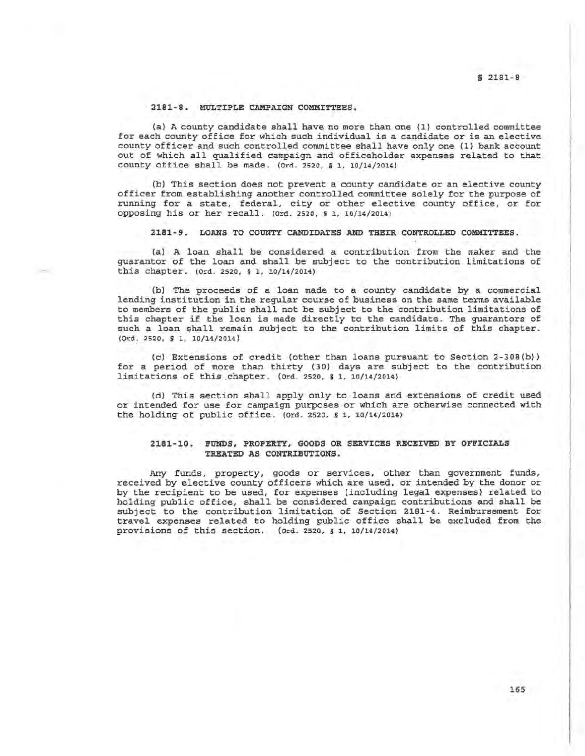### 2181-8. MULTIPLE CAMPAIGN COMMITTEES.

(a) A county candidate shall have no more than one (1) controlled committee for each county office for which such individual is a candidate or is an elective county officer and such controlled committee shall have only one (1) bank account out of which all qualified campaign and officeholder expenses related to that county office shall be made. (Ord. 2520, § 1, 10/14/2014)

(b) This section does not prevent a county candidate or an elective county officer from establishing another controlled committee solely for the purpose of running for a state, federal, city or other elective county office, or for opposing his or her recall. (Ord. 2520, § 1, 10/14/2014)

### 2181-9. LOANS TO COUNTY CANDIDATES AND THEIR CONTROLLED COMMITTEES.

(a) A loan shall be considered a contribution from the maker and the guarantor of the loan and shall be subject to the contribution limitations of this chapter. (Ord. 2520, § 1, 10/14/2014)

(b) The proceeds of a loan made to a county candidate by a commercial lending institution in the regular course of business on the same terms available to members of the public shall not be subject to the contribution limitations of this chapter if the loan is made directly to the candidate. The guarantors of such a loan shall remain subject to the contribution limits of this chapter. (Ord. 2520, § 1, 10/14/2014)

(c) Extensions of credit (other than loans pursuant to Section 2-308(b)) for a period of more than thirty (30) days are subject to the contribution limitations of this chapter. (Ord. 2520, § 1, 10/14/2014)

(d) This section shall apply only to loans and extensions of credit used or intended for use for campaign purposes or which are otherwise connected with the holding of public office. (Ord. 2520, § 1, 10/14/2014)

### 2181-10. FUNDS, PROPERTY, GOODS OR SERVICES RECEIVED BY OFFICIALS TREATED AS CONTRIBUTIONS.

Any funds, property, goods or services, other than government funds, received by elective county officers which are used, or intended by the donor or by the recipient to be used, for expenses (including legal expenses) related to holding public office, shall be considered campaign contributions and shall be subject to the contribution limitation of Section 2181-4. Reimbursement for travel expenses related to holding public office shall be excluded from the provisions of this section. (Ord. 2520, § 1, 10/14/2014)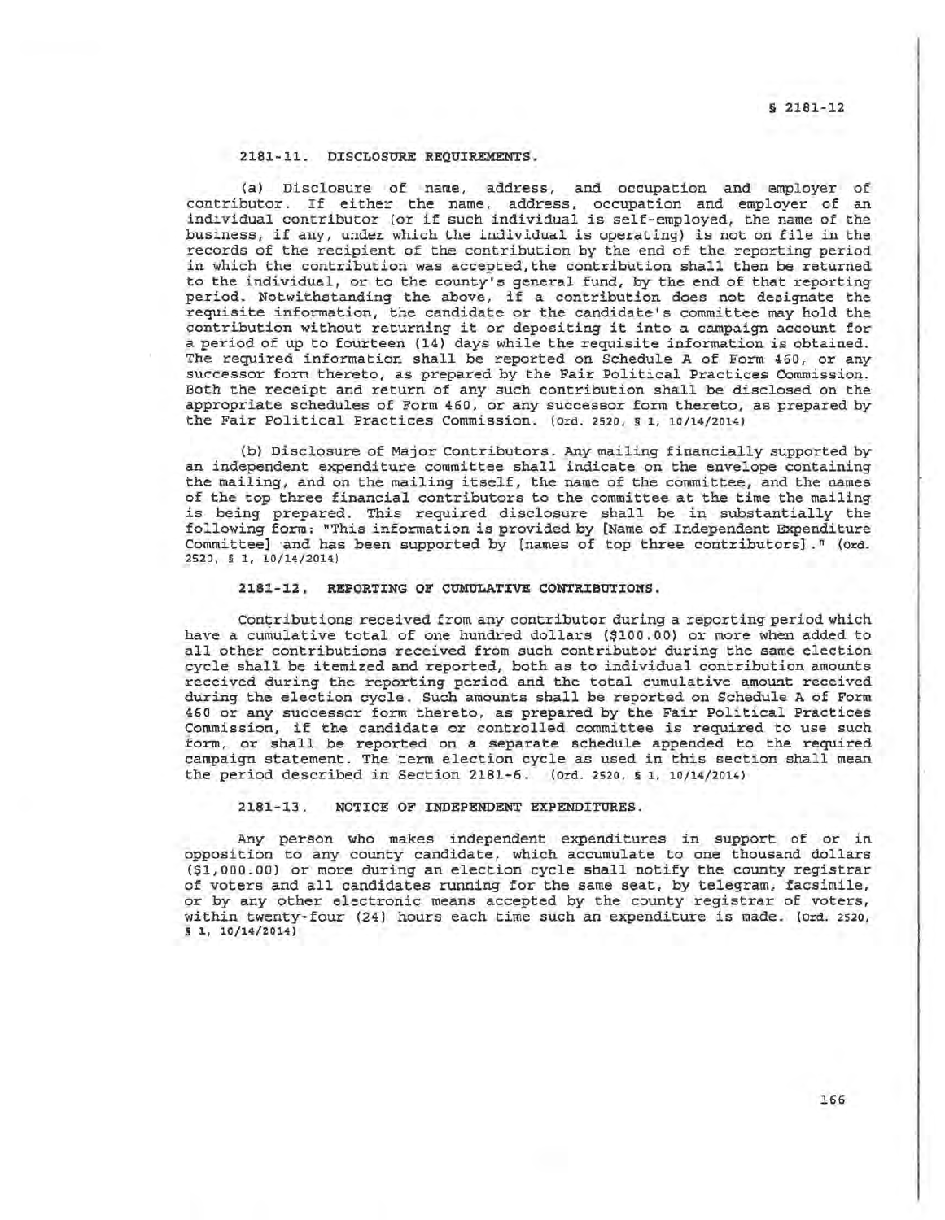### 2181-11. DISCLOSURE REQUIREMENTS.

(a) Disclosure of name, address, and occupation and employer of contributor. If either the name, address, occupation and employer of an individual contributor (or if such individual is self-employed, the name of the business, if any, under which the individual is operating) is not on file in the records of the recipient of the contribution by the end of the reporting period in which the contribution was accepted,the contribution shall then be returned to the individual, or to the county's general fund, by the end of that reporting period. Notwithstanding the above, if a contribution does not designate the requisite information, the candidate or the candidate's committee may hold the contribution without returning it or depositing it into a campaign account for a period of up to fourteen (14) days while the requisite information is obtained. The required information shall be reported on Schedule A of Form 460, or any successor form thereto, as prepared by the Fair Political Practices Commission. Both the receipt and return of any such contribution shall be disclosed on the appropriate schedules of Form 460, or any successor form thereto, as prepared by the Fair Political Practices Commission. (Ord. 2520, § 1, 10/14/2014)

(b) Disclosure of Major Contributors. Any mailing financially supported by an independent expenditure committee shall indicate on the envelope containing the mailing, and on the mailing itself, the name of the committee, and the names of the top three financial contributors to the committee at the time the mailing is being prepared. This required disclosure shall be in substantially the following form: "This information is provided by [Name of Independent Expenditure Committee] and has been supported by [names of top three contributors]." (Ord. 2520, § 1, 10/14/2014)

### 2181-12. REPORTING OF CUMULATIVE CONTRIBUTIONS.

Contributions received from any contributor during a reporting period which have a cumulative total of one hundred dollars ($100.00) or more when added to all other contributions received from such contributor during the same election cycle shall be itemized and reported, both as to individual contribution amounts received during the reporting period and the total cumulative amount received during the election cycle. Such amounts shall be reported on Schedule A of Form 460 or any successor form thereto, as prepared by the Fair Political Practices Commission, if the candidate or controlled committee is required to use such form, or shall be reported on a separate schedule appended to the required campaign statement. The term election cycle as used in this section shall mean the period described in Section 2181-6. (Ord. 2520, § 1, 10/14/2014)

### 2181-13. NOTICE OF INDEPENDENT EXPENDITURES.

Any person who makes independent expenditures in support of or in opposition to any county candidate, which accumulate to one thousand dollars ($1,000.00) or more during an election cycle shall notify the county registrar of voters and all candidates running for the same seat, by telegram, facsimile, or by any other electronic means accepted by the county registrar of voters, within twenty-four (24) hours each time such an expenditure is made. (Ord. 2520, § 1, 10/14/2014)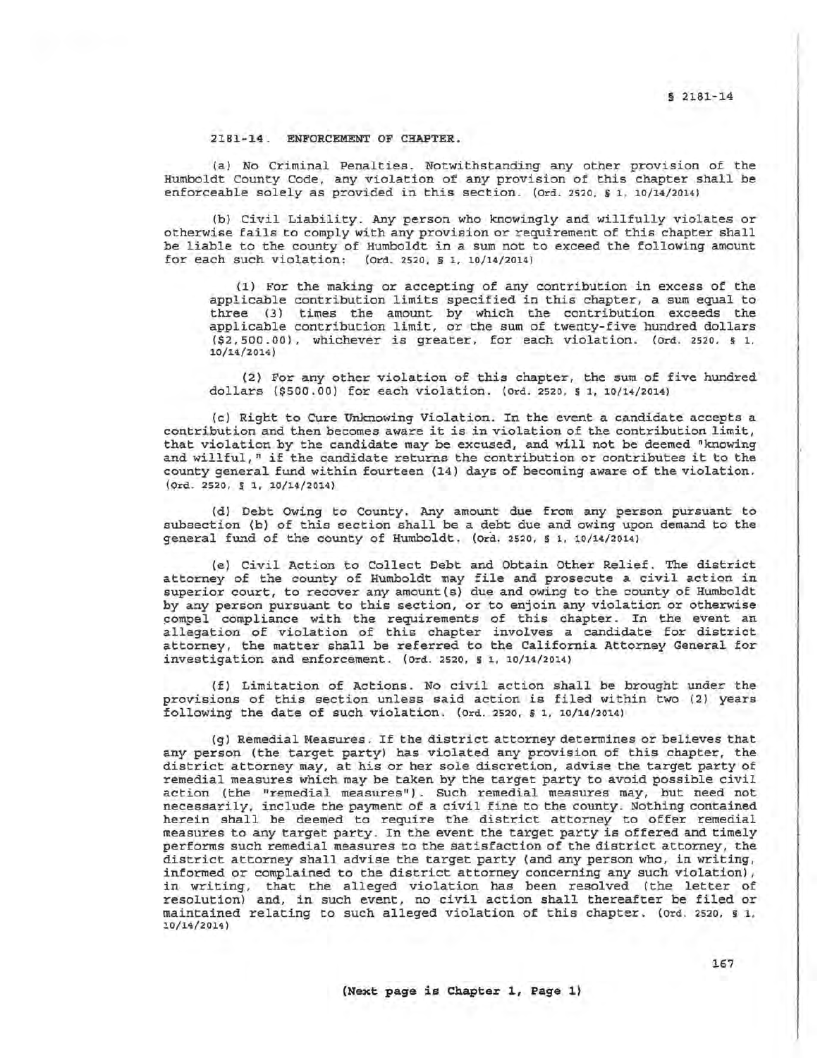## 2181-14. ENFORCEMENT OF CHAPTER.

(a) No Criminal Penalties. Notwithstanding any other provision of the Humboldt County Code, any violation of any provision of this chapter shall be enforceable solely as provided in this section. (Ord. 2520, § 1, 10/14/2014)

(b) Civil Liability. Any person who knowingly and willfully violates or otherwise fails to comply with any provision or requirement of this chapter shall be liable to the county of Humboldt in a sum not to exceed the following amount for each such violation: (Ord. 2520, § 1, 10/14/2014)

(1) For the making or accepting of any contribution in excess of the applicable contribution limits specified in this chapter, a sum equal to three (3) times the amount by which the contribution exceeds the applicable contribution limit, or the sum of twenty-five hundred dollars ($2,500.00), whichever is greater, for each violation. (Ord. 2520, § 1, 10/14/2014)

(2) For any other violation of this chapter, the sum of five hundred dollars ($500.00) for each violation. (Ord. 2520, § 1, 10/14/2014)

(c) Right to Cure Unknowing Violation. In the event a candidate accepts a contribution and then becomes aware it is in violation of the contribution limit, that violation by the candidate may be excused, and will not be deemed "knowing and willful," if the candidate returns the contribution or contributes it to the county general fund within fourteen (14) days of becoming aware of the violation. (Ord. 2520, § 1, 10/14/2014)

(d) Debt Owing to County. Any amount due from any person pursuant to subsection (b) of this section shall be a debt due and owing upon demand to the general fund of the county of Humboldt. (Ord. 2520, § 1, 10/14/2014)

(e) Civil Action to Collect Debt and Obtain Other Relief. The district attorney of the county of Humboldt may file and prosecute a civil action in superior court, to recover any amount(s) due and owing to the county of Humboldt by any person pursuant to this section, or to enjoin any violation or otherwise compel compliance with the requirements of this chapter. In the event an allegation of violation of this chapter involves a candidate for district attorney, the matter shall be referred to the California Attorney General for investigation and enforcement. (Ord. 2520, § 1, 10/14/2014)

(f) Limitation of Actions. No civil action shall be brought under the provisions of this section unless said action is filed within two (2) years following the date of such violation. (Ord. 2520, § 1, 10/14/2014)

(g) Remedial Measures. If the district attorney determines or believes that any person (the target party) has violated any provision of this chapter, the district attorney may, at his or her sole discretion, advise the target party of remedial measures which may be taken by the target party to avoid possible civil action (the "remedial measures"). Such remedial measures may, but need not necessarily, include the payment of a civil fine to the county. Nothing contained herein shall be deemed to require the district attorney to offer remedial measures to any target party. In the event the target party is offered and timely performs such remedial measures to the satisfaction of the district attorney, the district attorney shall advise the target party (and any person who, in writing, informed or complained to the district attorney concerning any such violation), in writing, that the alleged violation has been resolved (the letter of resolution) and, in such event, no civil action shall thereafter be filed or maintained relating to such alleged violation of this chapter. (Ord. 2520, § 1, 10/14/2014)

**(Next page is Chapter 1, Page 1)**